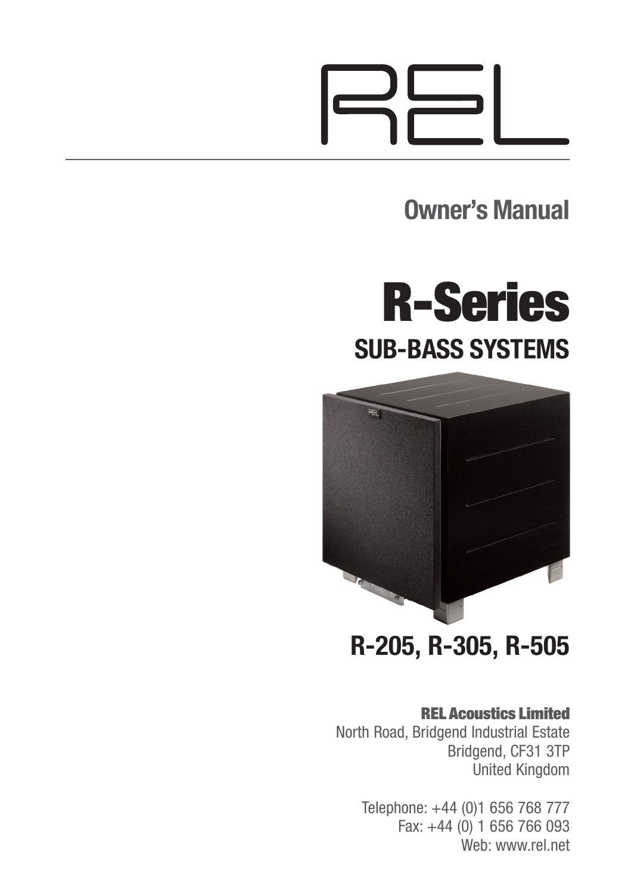# REL

## Owner's Manual

# R-Series

## SUB-BASS SYSTEMS

## R-205, R-305, R-505

**REL Acoustics Limited**
North Road, Bridgend Industrial Estate
Bridgend, CF31 3TP
United Kingdom

Telephone: +44 (0)1 656 768 777
Fax: +44 (0) 1 656 766 093
Web: www.rel.net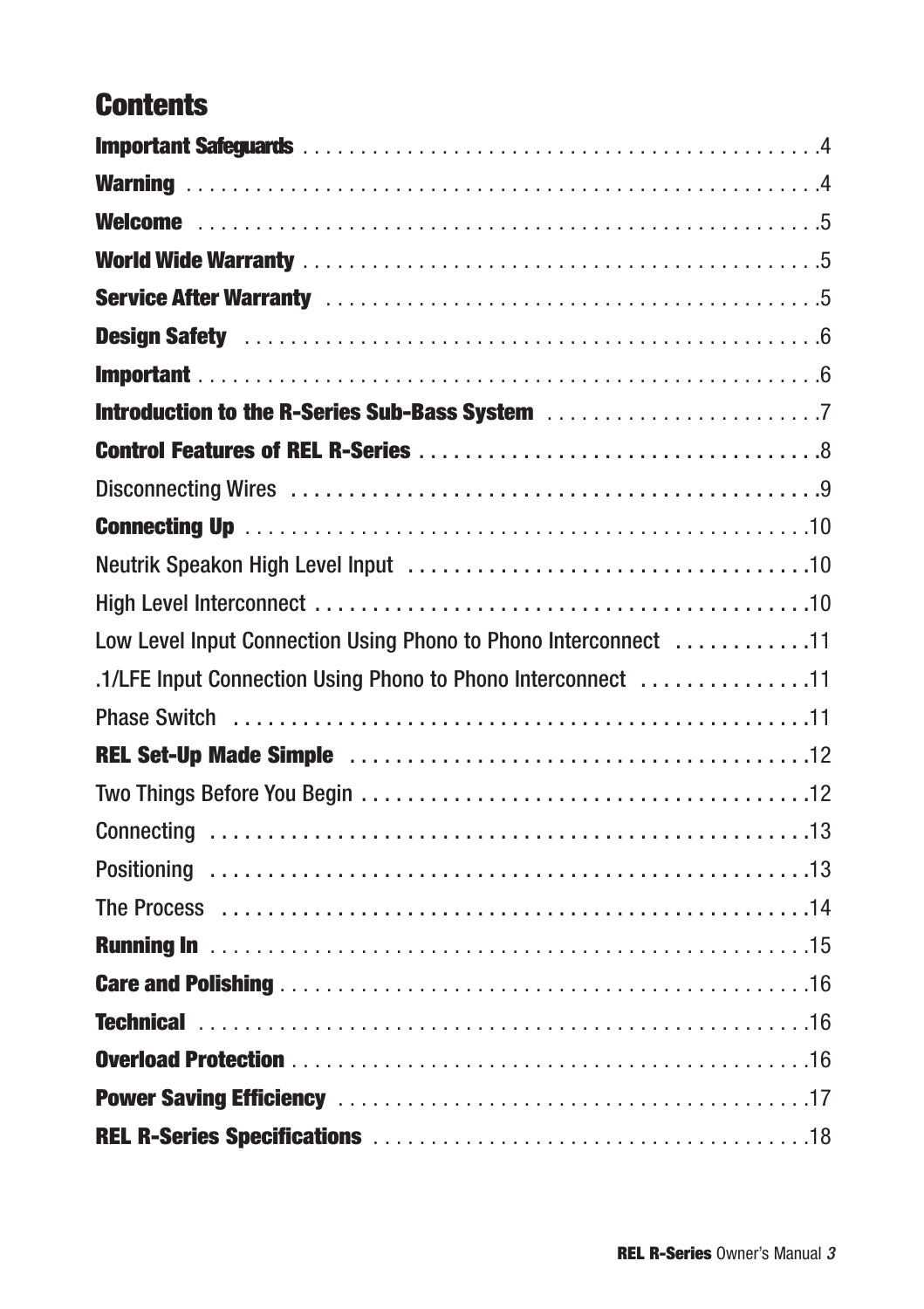# Contents

**Important Safeguards** . . . . . . . . . . . . . . . . . . . . . . . . . . . . . . . . . . . . . . . . . . . . .4

**Warning** . . . . . . . . . . . . . . . . . . . . . . . . . . . . . . . . . . . . . . . . . . . . . . . . . . . . .4

**Welcome** . . . . . . . . . . . . . . . . . . . . . . . . . . . . . . . . . . . . . . . . . . . . . . . . . . . .5

**World Wide Warranty** . . . . . . . . . . . . . . . . . . . . . . . . . . . . . . . . . . . . . . . . . . . .5

**Service After Warranty** . . . . . . . . . . . . . . . . . . . . . . . . . . . . . . . . . . . . . . . . . .5

**Design Safety** . . . . . . . . . . . . . . . . . . . . . . . . . . . . . . . . . . . . . . . . . . . . . . . . .6

**Important** . . . . . . . . . . . . . . . . . . . . . . . . . . . . . . . . . . . . . . . . . . . . . . . . . . . .6

**Introduction to the R-Series Sub-Bass System** . . . . . . . . . . . . . . . . . . . . . . . . .7

**Control Features of REL R-Series** . . . . . . . . . . . . . . . . . . . . . . . . . . . . . . . . . .8

Disconnecting Wires . . . . . . . . . . . . . . . . . . . . . . . . . . . . . . . . . . . . . . . . . . . . . .9

**Connecting Up** . . . . . . . . . . . . . . . . . . . . . . . . . . . . . . . . . . . . . . . . . . . . . . . .10

Neutrik Speakon High Level Input . . . . . . . . . . . . . . . . . . . . . . . . . . . . . . . . . . .10

High Level Interconnect . . . . . . . . . . . . . . . . . . . . . . . . . . . . . . . . . . . . . . . . . . .10

Low Level Input Connection Using Phono to Phono Interconnect . . . . . . . . . . . .11

.1/LFE Input Connection Using Phono to Phono Interconnect . . . . . . . . . . . . . . .11

Phase Switch . . . . . . . . . . . . . . . . . . . . . . . . . . . . . . . . . . . . . . . . . . . . . . . . . .11

**REL Set-Up Made Simple** . . . . . . . . . . . . . . . . . . . . . . . . . . . . . . . . . . . . . . . .12

Two Things Before You Begin . . . . . . . . . . . . . . . . . . . . . . . . . . . . . . . . . . . . . .12

Connecting . . . . . . . . . . . . . . . . . . . . . . . . . . . . . . . . . . . . . . . . . . . . . . . . . . . .13

Positioning . . . . . . . . . . . . . . . . . . . . . . . . . . . . . . . . . . . . . . . . . . . . . . . . . . . .13

The Process . . . . . . . . . . . . . . . . . . . . . . . . . . . . . . . . . . . . . . . . . . . . . . . . . . .14

**Running In** . . . . . . . . . . . . . . . . . . . . . . . . . . . . . . . . . . . . . . . . . . . . . . . . . . .15

**Care and Polishing** . . . . . . . . . . . . . . . . . . . . . . . . . . . . . . . . . . . . . . . . . . . . . .16

**Technical** . . . . . . . . . . . . . . . . . . . . . . . . . . . . . . . . . . . . . . . . . . . . . . . . . . . .16

**Overload Protection** . . . . . . . . . . . . . . . . . . . . . . . . . . . . . . . . . . . . . . . . . . . . .16

**Power Saving Efficiency** . . . . . . . . . . . . . . . . . . . . . . . . . . . . . . . . . . . . . . . . . .17

**REL R-Series Specifications** . . . . . . . . . . . . . . . . . . . . . . . . . . . . . . . . . . . . . .18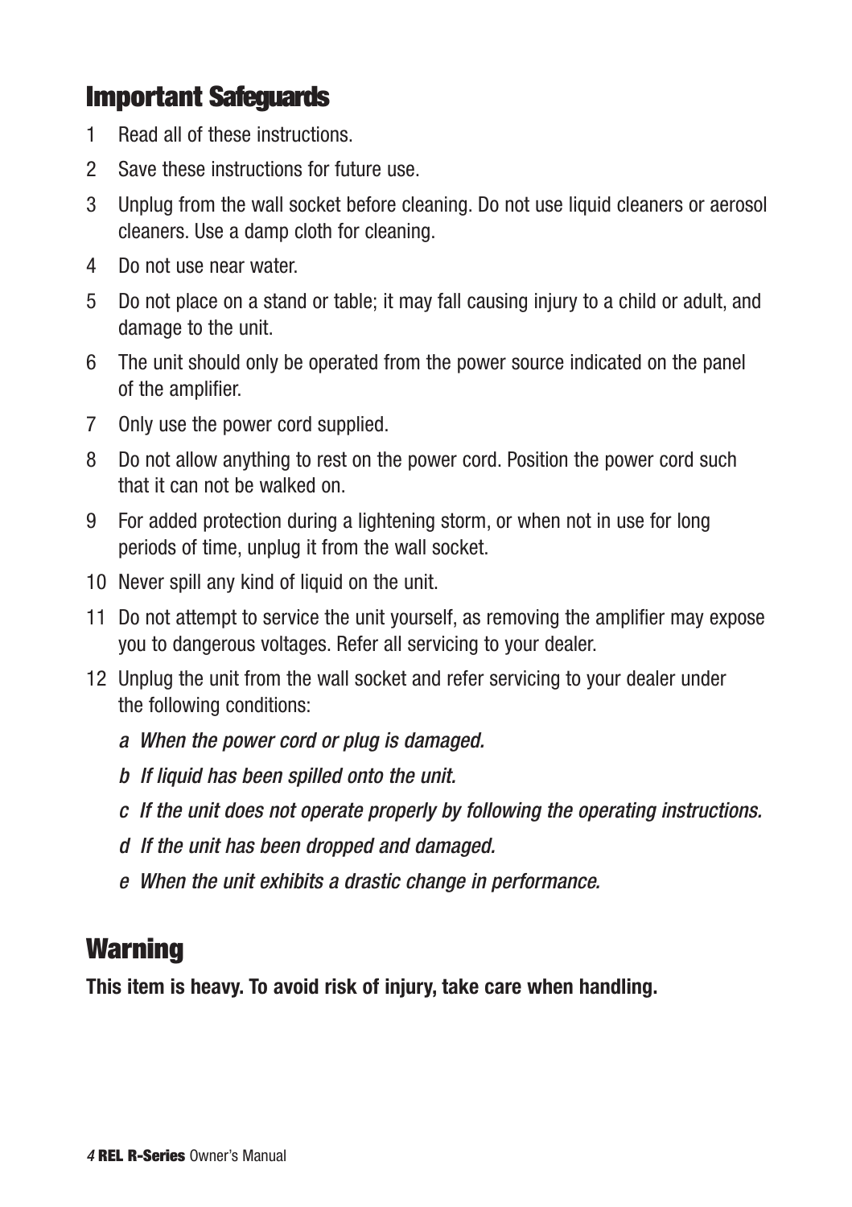## Important Safeguards

1. Read all of these instructions.
2. Save these instructions for future use.
3. Unplug from the wall socket before cleaning. Do not use liquid cleaners or aerosol cleaners. Use a damp cloth for cleaning.
4. Do not use near water.
5. Do not place on a stand or table; it may fall causing injury to a child or adult, and damage to the unit.
6. The unit should only be operated from the power source indicated on the panel of the amplifier.
7. Only use the power cord supplied.
8. Do not allow anything to rest on the power cord. Position the power cord such that it can not be walked on.
9. For added protection during a lightening storm, or when not in use for long periods of time, unplug it from the wall socket.
10. Never spill any kind of liquid on the unit.
11. Do not attempt to service the unit yourself, as removing the amplifier may expose you to dangerous voltages. Refer all servicing to your dealer.
12. Unplug the unit from the wall socket and refer servicing to your dealer under the following conditions:
    - *a When the power cord or plug is damaged.*
    - *b If liquid has been spilled onto the unit.*
    - *c If the unit does not operate properly by following the operating instructions.*
    - *d If the unit has been dropped and damaged.*
    - *e When the unit exhibits a drastic change in performance.*

## Warning

**This item is heavy. To avoid risk of injury, take care when handling.**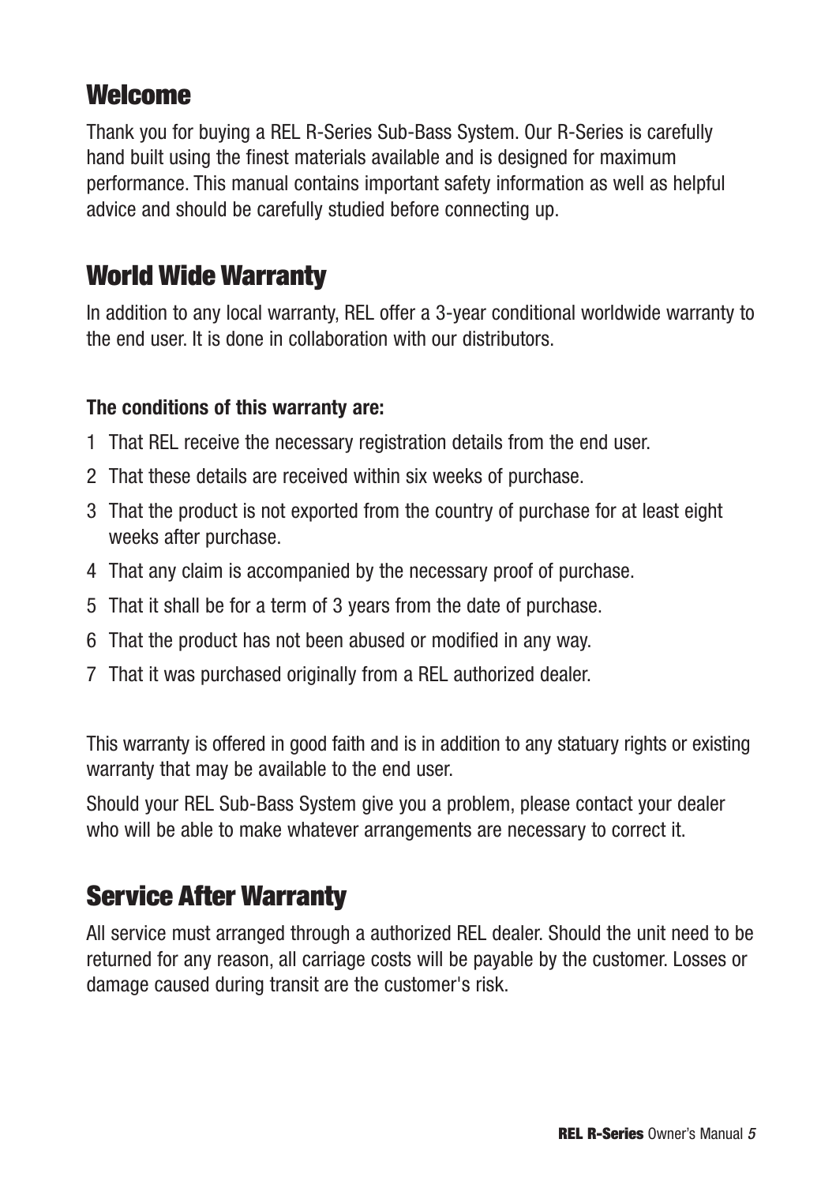## Welcome

Thank you for buying a REL R-Series Sub-Bass System. Our R-Series is carefully hand built using the finest materials available and is designed for maximum performance. This manual contains important safety information as well as helpful advice and should be carefully studied before connecting up.

## World Wide Warranty

In addition to any local warranty, REL offer a 3-year conditional worldwide warranty to the end user. It is done in collaboration with our distributors.

**The conditions of this warranty are:**

1. That REL receive the necessary registration details from the end user.
2. That these details are received within six weeks of purchase.
3. That the product is not exported from the country of purchase for at least eight weeks after purchase.
4. That any claim is accompanied by the necessary proof of purchase.
5. That it shall be for a term of 3 years from the date of purchase.
6. That the product has not been abused or modified in any way.
7. That it was purchased originally from a REL authorized dealer.

This warranty is offered in good faith and is in addition to any statuary rights or existing warranty that may be available to the end user.

Should your REL Sub-Bass System give you a problem, please contact your dealer who will be able to make whatever arrangements are necessary to correct it.

## Service After Warranty

All service must arranged through a authorized REL dealer. Should the unit need to be returned for any reason, all carriage costs will be payable by the customer. Losses or damage caused during transit are the customer's risk.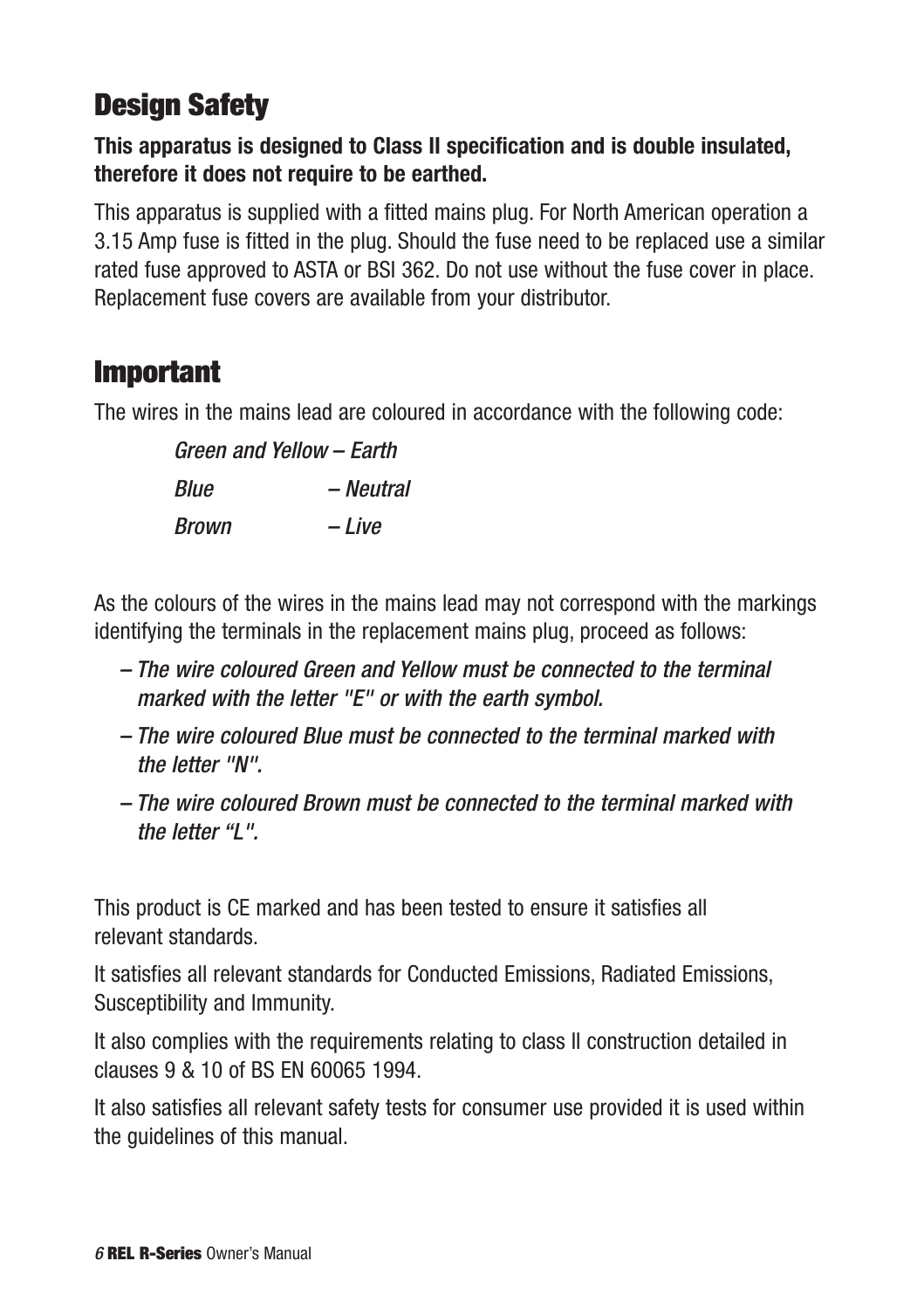## Design Safety

**This apparatus is designed to Class II specification and is double insulated, therefore it does not require to be earthed.**

This apparatus is supplied with a fitted mains plug. For North American operation a 3.15 Amp fuse is fitted in the plug. Should the fuse need to be replaced use a similar rated fuse approved to ASTA or BSI 362. Do not use without the fuse cover in place. Replacement fuse covers are available from your distributor.

## Important

The wires in the mains lead are coloured in accordance with the following code:

*Green and Yellow – Earth*
*Blue – Neutral*
*Brown – Live*

As the colours of the wires in the mains lead may not correspond with the markings identifying the terminals in the replacement mains plug, proceed as follows:

– *The wire coloured Green and Yellow must be connected to the terminal marked with the letter "E" or with the earth symbol.*

– *The wire coloured Blue must be connected to the terminal marked with the letter "N".*

– *The wire coloured Brown must be connected to the terminal marked with the letter "L".*

This product is CE marked and has been tested to ensure it satisfies all relevant standards.

It satisfies all relevant standards for Conducted Emissions, Radiated Emissions, Susceptibility and Immunity.

It also complies with the requirements relating to class II construction detailed in clauses 9 & 10 of BS EN 60065 1994.

It also satisfies all relevant safety tests for consumer use provided it is used within the guidelines of this manual.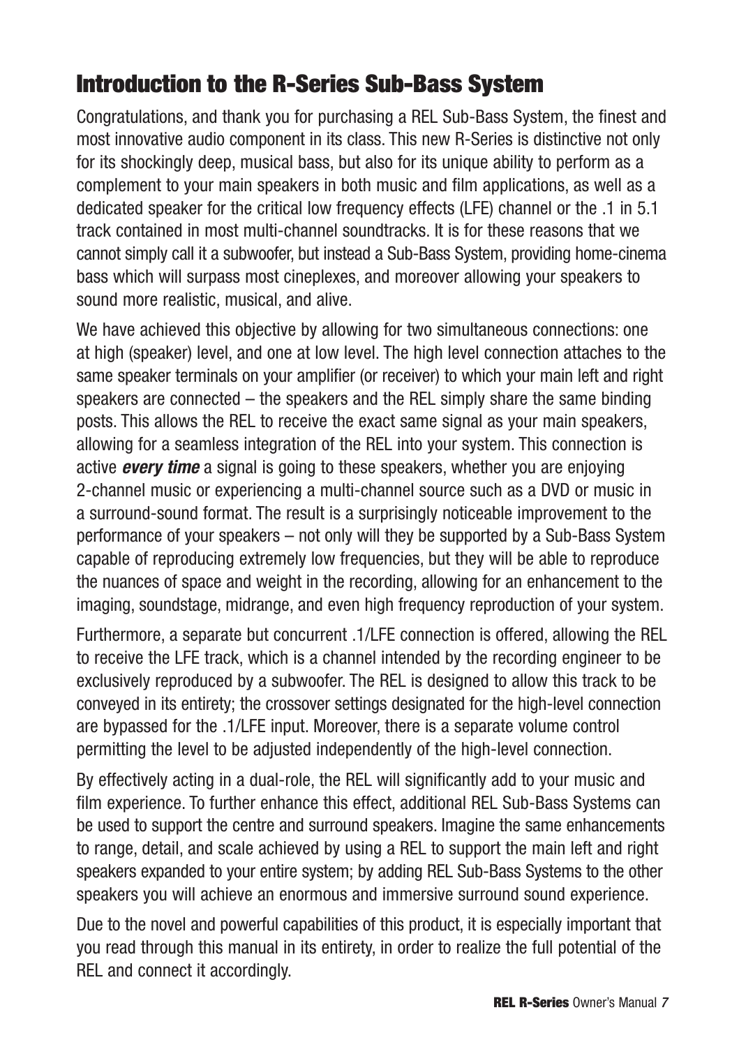# Introduction to the R-Series Sub-Bass System

Congratulations, and thank you for purchasing a REL Sub-Bass System, the finest and most innovative audio component in its class. This new R-Series is distinctive not only for its shockingly deep, musical bass, but also for its unique ability to perform as a complement to your main speakers in both music and film applications, as well as a dedicated speaker for the critical low frequency effects (LFE) channel or the .1 in 5.1 track contained in most multi-channel soundtracks. It is for these reasons that we cannot simply call it a subwoofer, but instead a Sub-Bass System, providing home-cinema bass which will surpass most cineplexes, and moreover allowing your speakers to sound more realistic, musical, and alive.

We have achieved this objective by allowing for two simultaneous connections: one at high (speaker) level, and one at low level. The high level connection attaches to the same speaker terminals on your amplifier (or receiver) to which your main left and right speakers are connected – the speakers and the REL simply share the same binding posts. This allows the REL to receive the exact same signal as your main speakers, allowing for a seamless integration of the REL into your system. This connection is active ***every time*** a signal is going to these speakers, whether you are enjoying 2-channel music or experiencing a multi-channel source such as a DVD or music in a surround-sound format. The result is a surprisingly noticeable improvement to the performance of your speakers – not only will they be supported by a Sub-Bass System capable of reproducing extremely low frequencies, but they will be able to reproduce the nuances of space and weight in the recording, allowing for an enhancement to the imaging, soundstage, midrange, and even high frequency reproduction of your system.

Furthermore, a separate but concurrent .1/LFE connection is offered, allowing the REL to receive the LFE track, which is a channel intended by the recording engineer to be exclusively reproduced by a subwoofer. The REL is designed to allow this track to be conveyed in its entirety; the crossover settings designated for the high-level connection are bypassed for the .1/LFE input. Moreover, there is a separate volume control permitting the level to be adjusted independently of the high-level connection.

By effectively acting in a dual-role, the REL will significantly add to your music and film experience. To further enhance this effect, additional REL Sub-Bass Systems can be used to support the centre and surround speakers. Imagine the same enhancements to range, detail, and scale achieved by using a REL to support the main left and right speakers expanded to your entire system; by adding REL Sub-Bass Systems to the other speakers you will achieve an enormous and immersive surround sound experience.

Due to the novel and powerful capabilities of this product, it is especially important that you read through this manual in its entirety, in order to realize the full potential of the REL and connect it accordingly.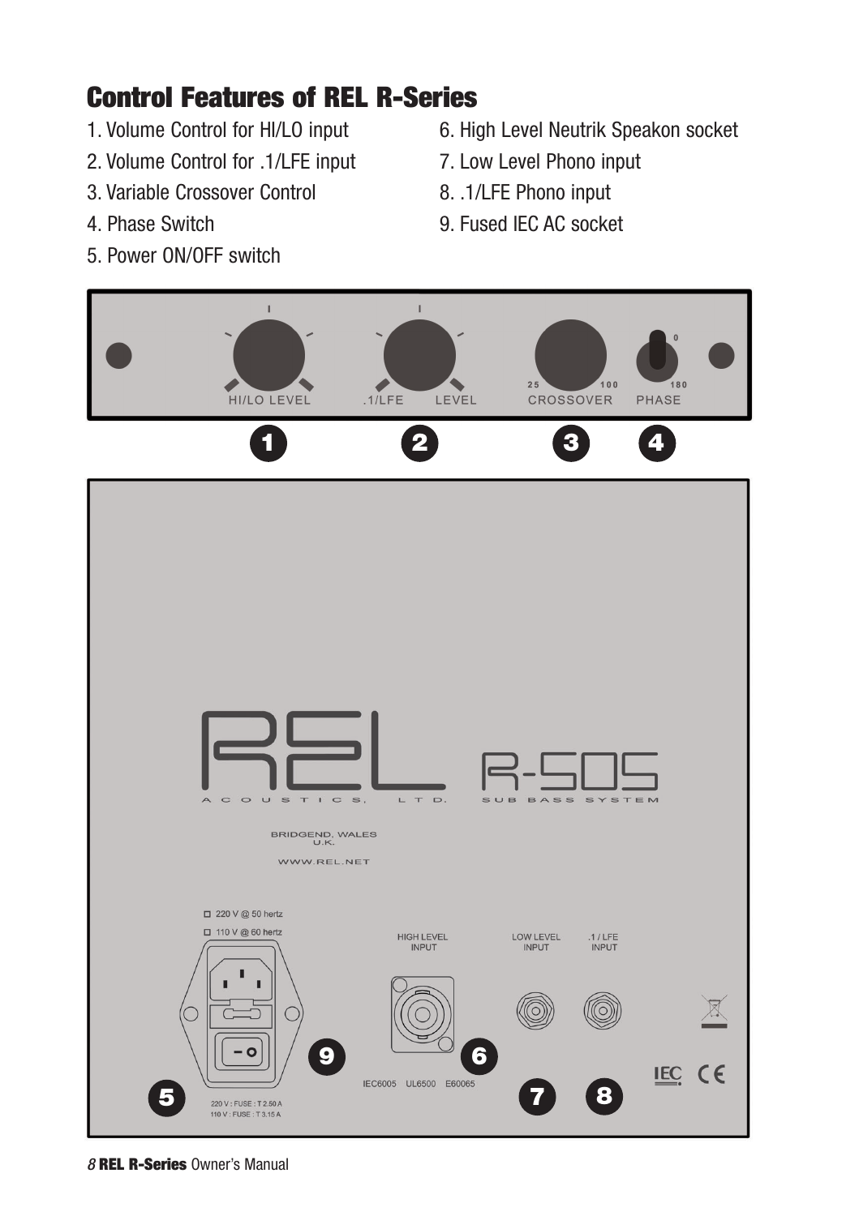# Control Features of REL R-Series

1. Volume Control for HI/LO input
2. Volume Control for .1/LFE input
3. Variable Crossover Control
4. Phase Switch
5. Power ON/OFF switch
6. High Level Neutrik Speakon socket
7. Low Level Phono input
8. .1/LFE Phono input
9. Fused IEC AC socket

HI/LO LEVEL .1/LFE LEVEL 25 100 CROSSOVER 0 180 PHASE

REL R-505

ACOUSTICS, LTD. SUB BASS SYSTEM

BRIDGEND, WALES U.K.

WWW.REL.NET

220 V @ 50 hertz

110 V @ 60 hertz

HIGH LEVEL INPUT

LOW LEVEL INPUT

.1 / LFE INPUT

IEC6005 UL6500 E60065

220 V : FUSE : T 2.50 A

110 V : FUSE : T 3.15 A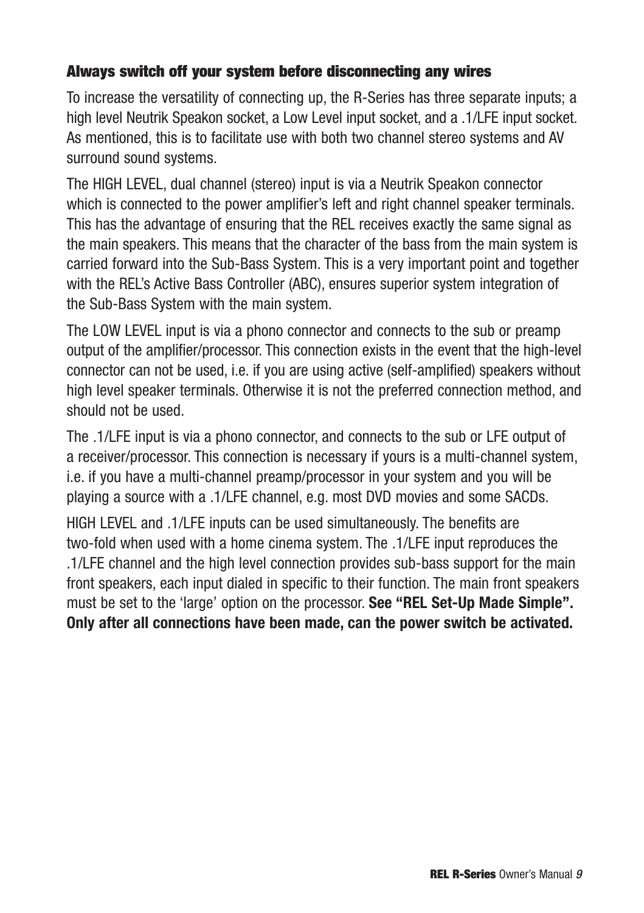## Always switch off your system before disconnecting any wires

To increase the versatility of connecting up, the R-Series has three separate inputs; a high level Neutrik Speakon socket, a Low Level input socket, and a .1/LFE input socket. As mentioned, this is to facilitate use with both two channel stereo systems and AV surround sound systems.

The HIGH LEVEL, dual channel (stereo) input is via a Neutrik Speakon connector which is connected to the power amplifier's left and right channel speaker terminals. This has the advantage of ensuring that the REL receives exactly the same signal as the main speakers. This means that the character of the bass from the main system is carried forward into the Sub-Bass System. This is a very important point and together with the REL's Active Bass Controller (ABC), ensures superior system integration of the Sub-Bass System with the main system.

The LOW LEVEL input is via a phono connector and connects to the sub or preamp output of the amplifier/processor. This connection exists in the event that the high-level connector can not be used, i.e. if you are using active (self-amplified) speakers without high level speaker terminals. Otherwise it is not the preferred connection method, and should not be used.

The .1/LFE input is via a phono connector, and connects to the sub or LFE output of a receiver/processor. This connection is necessary if yours is a multi-channel system, i.e. if you have a multi-channel preamp/processor in your system and you will be playing a source with a .1/LFE channel, e.g. most DVD movies and some SACDs.

HIGH LEVEL and .1/LFE inputs can be used simultaneously. The benefits are two-fold when used with a home cinema system. The .1/LFE input reproduces the .1/LFE channel and the high level connection provides sub-bass support for the main front speakers, each input dialed in specific to their function. The main front speakers must be set to the 'large' option on the processor. **See "REL Set-Up Made Simple". Only after all connections have been made, can the power switch be activated.**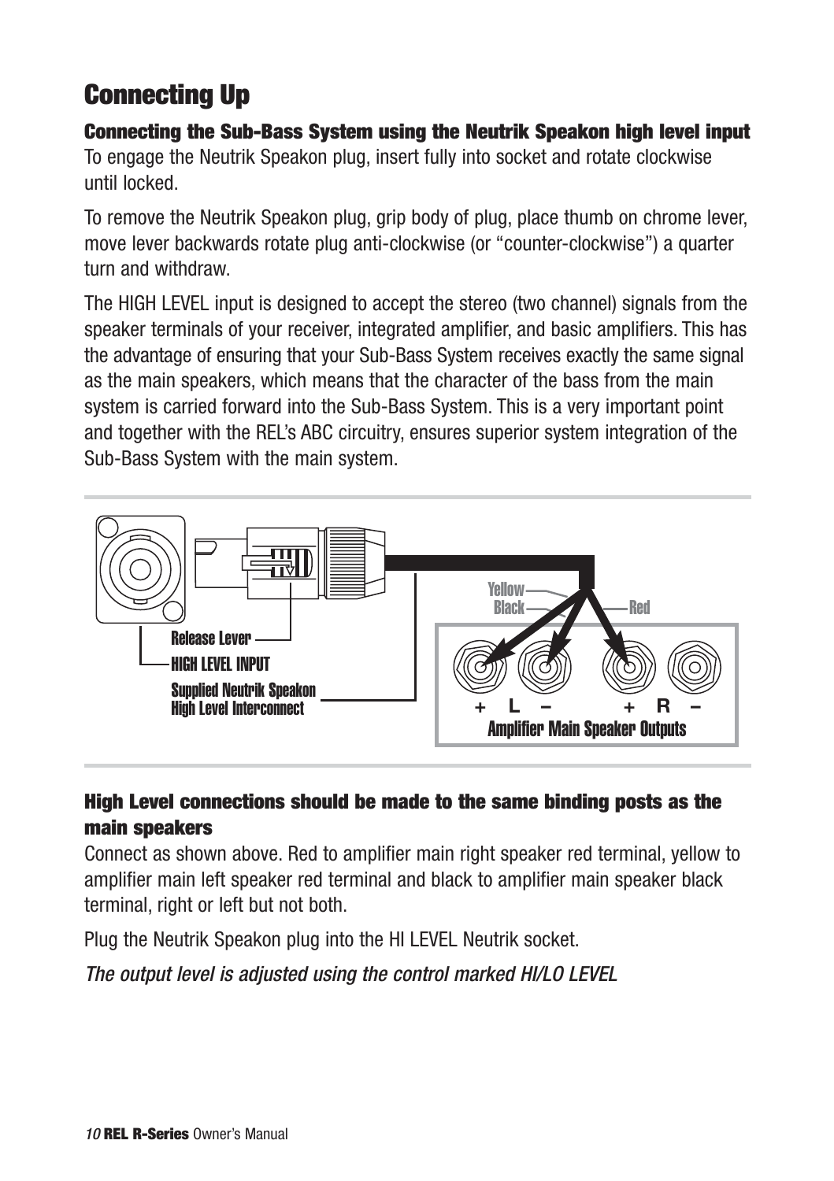# Connecting Up

### Connecting the Sub-Bass System using the Neutrik Speakon high level input

To engage the Neutrik Speakon plug, insert fully into socket and rotate clockwise until locked.

To remove the Neutrik Speakon plug, grip body of plug, place thumb on chrome lever, move lever backwards rotate plug anti-clockwise (or "counter-clockwise") a quarter turn and withdraw.

The HIGH LEVEL input is designed to accept the stereo (two channel) signals from the speaker terminals of your receiver, integrated amplifier, and basic amplifiers. This has the advantage of ensuring that your Sub-Bass System receives exactly the same signal as the main speakers, which means that the character of the bass from the main system is carried forward into the Sub-Bass System. This is a very important point and together with the REL's ABC circuitry, ensures superior system integration of the Sub-Bass System with the main system.

Release Lever

HIGH LEVEL INPUT

Supplied Neutrik Speakon High Level Interconnect

Yellow Black Red

\+ L – + R –

Amplifier Main Speaker Outputs

### High Level connections should be made to the same binding posts as the main speakers

Connect as shown above. Red to amplifier main right speaker red terminal, yellow to amplifier main left speaker red terminal and black to amplifier main speaker black terminal, right or left but not both.

Plug the Neutrik Speakon plug into the HI LEVEL Neutrik socket.

*The output level is adjusted using the control marked HI/LO LEVEL*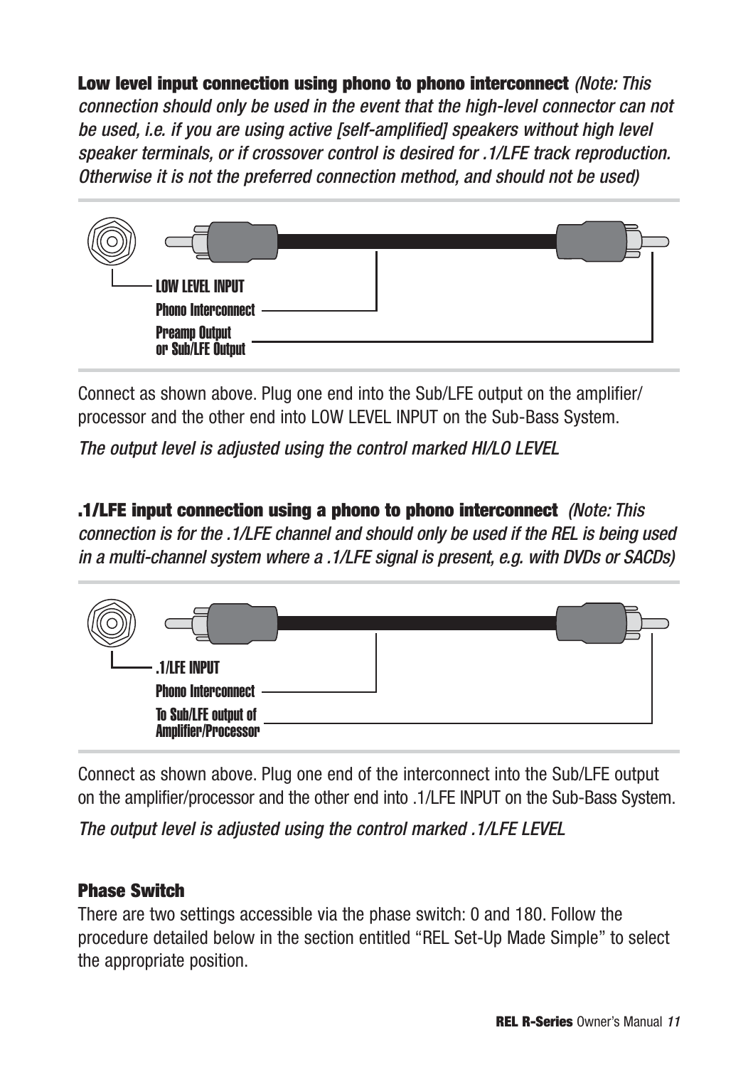**Low level input connection using phono to phono interconnect** *(Note: This connection should only be used in the event that the high-level connector can not be used, i.e. if you are using active [self-amplified] speakers without high level speaker terminals, or if crossover control is desired for .1/LFE track reproduction. Otherwise it is not the preferred connection method, and should not be used)*

LOW LEVEL INPUT

Phono Interconnect

Preamp Output
or Sub/LFE Output

Connect as shown above. Plug one end into the Sub/LFE output on the amplifier/processor and the other end into LOW LEVEL INPUT on the Sub-Bass System.

*The output level is adjusted using the control marked HI/LO LEVEL*

**.1/LFE input connection using a phono to phono interconnect** *(Note: This connection is for the .1/LFE channel and should only be used if the REL is being used in a multi-channel system where a .1/LFE signal is present, e.g. with DVDs or SACDs)*

.1/LFE INPUT

Phono Interconnect

To Sub/LFE output of
Amplifier/Processor

Connect as shown above. Plug one end of the interconnect into the Sub/LFE output on the amplifier/processor and the other end into .1/LFE INPUT on the Sub-Bass System.

*The output level is adjusted using the control marked .1/LFE LEVEL*

### Phase Switch

There are two settings accessible via the phase switch: 0 and 180. Follow the procedure detailed below in the section entitled "REL Set-Up Made Simple" to select the appropriate position.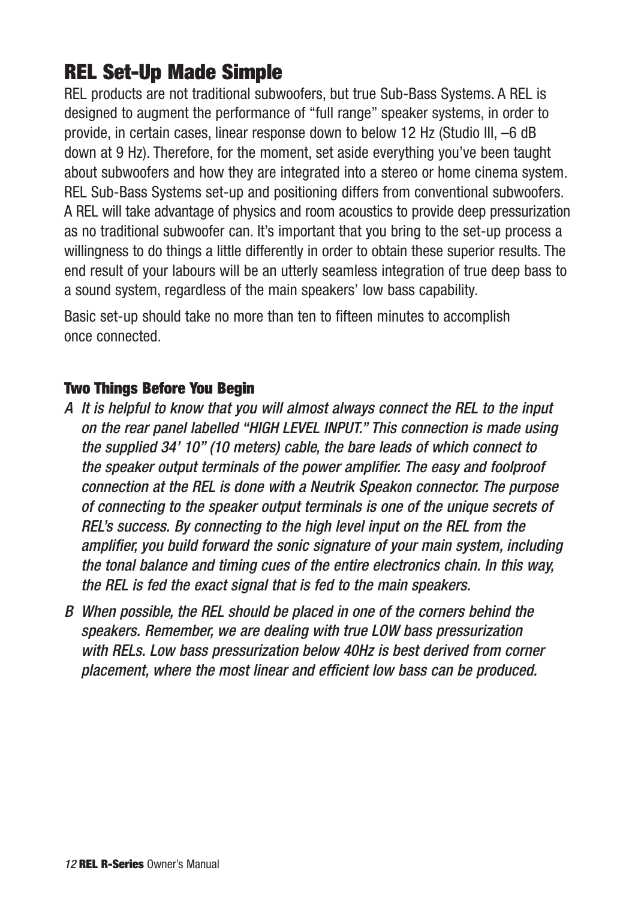# REL Set-Up Made Simple

REL products are not traditional subwoofers, but true Sub-Bass Systems. A REL is designed to augment the performance of "full range" speaker systems, in order to provide, in certain cases, linear response down to below 12 Hz (Studio III, –6 dB down at 9 Hz). Therefore, for the moment, set aside everything you've been taught about subwoofers and how they are integrated into a stereo or home cinema system. REL Sub-Bass Systems set-up and positioning differs from conventional subwoofers. A REL will take advantage of physics and room acoustics to provide deep pressurization as no traditional subwoofer can. It's important that you bring to the set-up process a willingness to do things a little differently in order to obtain these superior results. The end result of your labours will be an utterly seamless integration of true deep bass to a sound system, regardless of the main speakers' low bass capability.

Basic set-up should take no more than ten to fifteen minutes to accomplish once connected.

### Two Things Before You Begin

*A It is helpful to know that you will almost always connect the REL to the input on the rear panel labelled "HIGH LEVEL INPUT." This connection is made using the supplied 34' 10" (10 meters) cable, the bare leads of which connect to the speaker output terminals of the power amplifier. The easy and foolproof connection at the REL is done with a Neutrik Speakon connector. The purpose of connecting to the speaker output terminals is one of the unique secrets of REL's success. By connecting to the high level input on the REL from the amplifier, you build forward the sonic signature of your main system, including the tonal balance and timing cues of the entire electronics chain. In this way, the REL is fed the exact signal that is fed to the main speakers.*

*B When possible, the REL should be placed in one of the corners behind the speakers. Remember, we are dealing with true LOW bass pressurization with RELs. Low bass pressurization below 40Hz is best derived from corner placement, where the most linear and efficient low bass can be produced.*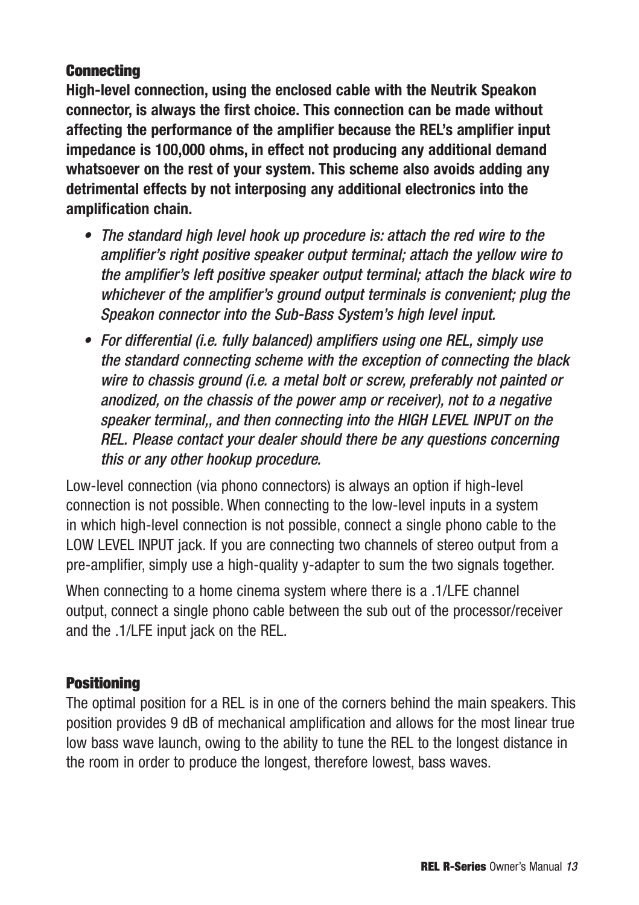## Connecting

**High-level connection, using the enclosed cable with the Neutrik Speakon connector, is always the first choice. This connection can be made without affecting the performance of the amplifier because the REL's amplifier input impedance is 100,000 ohms, in effect not producing any additional demand whatsoever on the rest of your system. This scheme also avoids adding any detrimental effects by not interposing any additional electronics into the amplification chain.**

- *The standard high level hook up procedure is: attach the red wire to the amplifier's right positive speaker output terminal; attach the yellow wire to the amplifier's left positive speaker output terminal; attach the black wire to whichever of the amplifier's ground output terminals is convenient; plug the Speakon connector into the Sub-Bass System's high level input.*
- *For differential (i.e. fully balanced) amplifiers using one REL, simply use the standard connecting scheme with the exception of connecting the black wire to chassis ground (i.e. a metal bolt or screw, preferably not painted or anodized, on the chassis of the power amp or receiver), not to a negative speaker terminal,, and then connecting into the HIGH LEVEL INPUT on the REL. Please contact your dealer should there be any questions concerning this or any other hookup procedure.*

Low-level connection (via phono connectors) is always an option if high-level connection is not possible. When connecting to the low-level inputs in a system in which high-level connection is not possible, connect a single phono cable to the LOW LEVEL INPUT jack. If you are connecting two channels of stereo output from a pre-amplifier, simply use a high-quality y-adapter to sum the two signals together.

When connecting to a home cinema system where there is a .1/LFE channel output, connect a single phono cable between the sub out of the processor/receiver and the .1/LFE input jack on the REL.

## Positioning

The optimal position for a REL is in one of the corners behind the main speakers. This position provides 9 dB of mechanical amplification and allows for the most linear true low bass wave launch, owing to the ability to tune the REL to the longest distance in the room in order to produce the longest, therefore lowest, bass waves.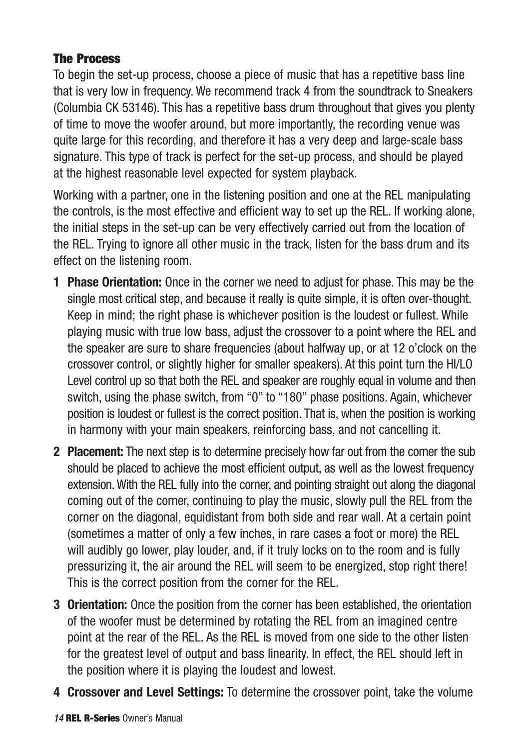### The Process

To begin the set-up process, choose a piece of music that has a repetitive bass line that is very low in frequency. We recommend track 4 from the soundtrack to Sneakers (Columbia CK 53146). This has a repetitive bass drum throughout that gives you plenty of time to move the woofer around, but more importantly, the recording venue was quite large for this recording, and therefore it has a very deep and large-scale bass signature. This type of track is perfect for the set-up process, and should be played at the highest reasonable level expected for system playback.

Working with a partner, one in the listening position and one at the REL manipulating the controls, is the most effective and efficient way to set up the REL. If working alone, the initial steps in the set-up can be very effectively carried out from the location of the REL. Trying to ignore all other music in the track, listen for the bass drum and its effect on the listening room.

1. **Phase Orientation:** Once in the corner we need to adjust for phase. This may be the single most critical step, and because it really is quite simple, it is often over-thought. Keep in mind; the right phase is whichever position is the loudest or fullest. While playing music with true low bass, adjust the crossover to a point where the REL and the speaker are sure to share frequencies (about halfway up, or at 12 o'clock on the crossover control, or slightly higher for smaller speakers). At this point turn the HI/LO Level control up so that both the REL and speaker are roughly equal in volume and then switch, using the phase switch, from "0" to "180" phase positions. Again, whichever position is loudest or fullest is the correct position. That is, when the position is working in harmony with your main speakers, reinforcing bass, and not cancelling it.

2. **Placement:** The next step is to determine precisely how far out from the corner the sub should be placed to achieve the most efficient output, as well as the lowest frequency extension. With the REL fully into the corner, and pointing straight out along the diagonal coming out of the corner, continuing to play the music, slowly pull the REL from the corner on the diagonal, equidistant from both side and rear wall. At a certain point (sometimes a matter of only a few inches, in rare cases a foot or more) the REL will audibly go lower, play louder, and, if it truly locks on to the room and is fully pressurizing it, the air around the REL will seem to be energized, stop right there! This is the correct position from the corner for the REL.

3. **Orientation:** Once the position from the corner has been established, the orientation of the woofer must be determined by rotating the REL from an imagined centre point at the rear of the REL. As the REL is moved from one side to the other listen for the greatest level of output and bass linearity. In effect, the REL should left in the position where it is playing the loudest and lowest.

4. **Crossover and Level Settings:** To determine the crossover point, take the volume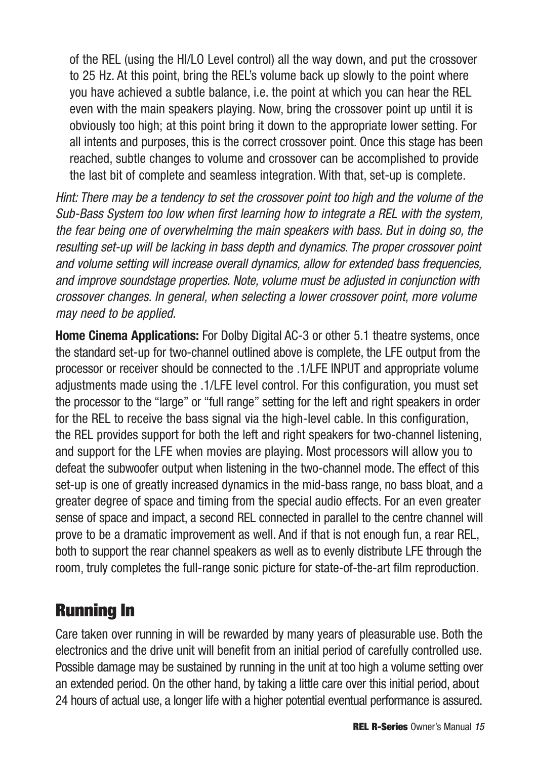of the REL (using the HI/LO Level control) all the way down, and put the crossover to 25 Hz. At this point, bring the REL's volume back up slowly to the point where you have achieved a subtle balance, i.e. the point at which you can hear the REL even with the main speakers playing. Now, bring the crossover point up until it is obviously too high; at this point bring it down to the appropriate lower setting. For all intents and purposes, this is the correct crossover point. Once this stage has been reached, subtle changes to volume and crossover can be accomplished to provide the last bit of complete and seamless integration. With that, set-up is complete.

*Hint: There may be a tendency to set the crossover point too high and the volume of the Sub-Bass System too low when first learning how to integrate a REL with the system, the fear being one of overwhelming the main speakers with bass. But in doing so, the resulting set-up will be lacking in bass depth and dynamics. The proper crossover point and volume setting will increase overall dynamics, allow for extended bass frequencies, and improve soundstage properties. Note, volume must be adjusted in conjunction with crossover changes. In general, when selecting a lower crossover point, more volume may need to be applied.*

**Home Cinema Applications:** For Dolby Digital AC-3 or other 5.1 theatre systems, once the standard set-up for two-channel outlined above is complete, the LFE output from the processor or receiver should be connected to the .1/LFE INPUT and appropriate volume adjustments made using the .1/LFE level control. For this configuration, you must set the processor to the "large" or "full range" setting for the left and right speakers in order for the REL to receive the bass signal via the high-level cable. In this configuration, the REL provides support for both the left and right speakers for two-channel listening, and support for the LFE when movies are playing. Most processors will allow you to defeat the subwoofer output when listening in the two-channel mode. The effect of this set-up is one of greatly increased dynamics in the mid-bass range, no bass bloat, and a greater degree of space and timing from the special audio effects. For an even greater sense of space and impact, a second REL connected in parallel to the centre channel will prove to be a dramatic improvement as well. And if that is not enough fun, a rear REL, both to support the rear channel speakers as well as to evenly distribute LFE through the room, truly completes the full-range sonic picture for state-of-the-art film reproduction.

## Running In

Care taken over running in will be rewarded by many years of pleasurable use. Both the electronics and the drive unit will benefit from an initial period of carefully controlled use. Possible damage may be sustained by running in the unit at too high a volume setting over an extended period. On the other hand, by taking a little care over this initial period, about 24 hours of actual use, a longer life with a higher potential eventual performance is assured.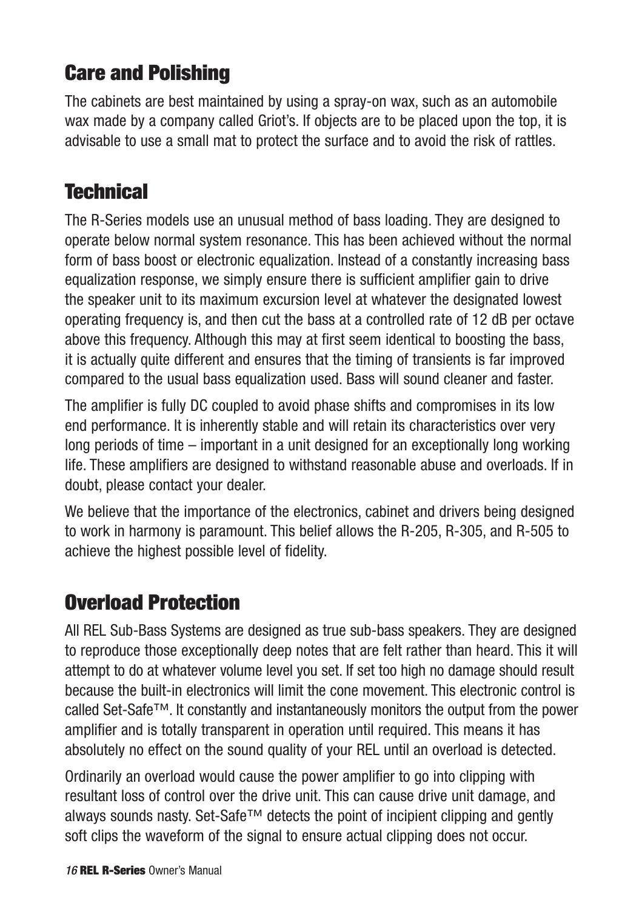## Care and Polishing

The cabinets are best maintained by using a spray-on wax, such as an automobile wax made by a company called Griot's. If objects are to be placed upon the top, it is advisable to use a small mat to protect the surface and to avoid the risk of rattles.

## Technical

The R-Series models use an unusual method of bass loading. They are designed to operate below normal system resonance. This has been achieved without the normal form of bass boost or electronic equalization. Instead of a constantly increasing bass equalization response, we simply ensure there is sufficient amplifier gain to drive the speaker unit to its maximum excursion level at whatever the designated lowest operating frequency is, and then cut the bass at a controlled rate of 12 dB per octave above this frequency. Although this may at first seem identical to boosting the bass, it is actually quite different and ensures that the timing of transients is far improved compared to the usual bass equalization used. Bass will sound cleaner and faster.

The amplifier is fully DC coupled to avoid phase shifts and compromises in its low end performance. It is inherently stable and will retain its characteristics over very long periods of time – important in a unit designed for an exceptionally long working life. These amplifiers are designed to withstand reasonable abuse and overloads. If in doubt, please contact your dealer.

We believe that the importance of the electronics, cabinet and drivers being designed to work in harmony is paramount. This belief allows the R-205, R-305, and R-505 to achieve the highest possible level of fidelity.

## Overload Protection

All REL Sub-Bass Systems are designed as true sub-bass speakers. They are designed to reproduce those exceptionally deep notes that are felt rather than heard. This it will attempt to do at whatever volume level you set. If set too high no damage should result because the built-in electronics will limit the cone movement. This electronic control is called Set-Safe™. It constantly and instantaneously monitors the output from the power amplifier and is totally transparent in operation until required. This means it has absolutely no effect on the sound quality of your REL until an overload is detected.

Ordinarily an overload would cause the power amplifier to go into clipping with resultant loss of control over the drive unit. This can cause drive unit damage, and always sounds nasty. Set-Safe™ detects the point of incipient clipping and gently soft clips the waveform of the signal to ensure actual clipping does not occur.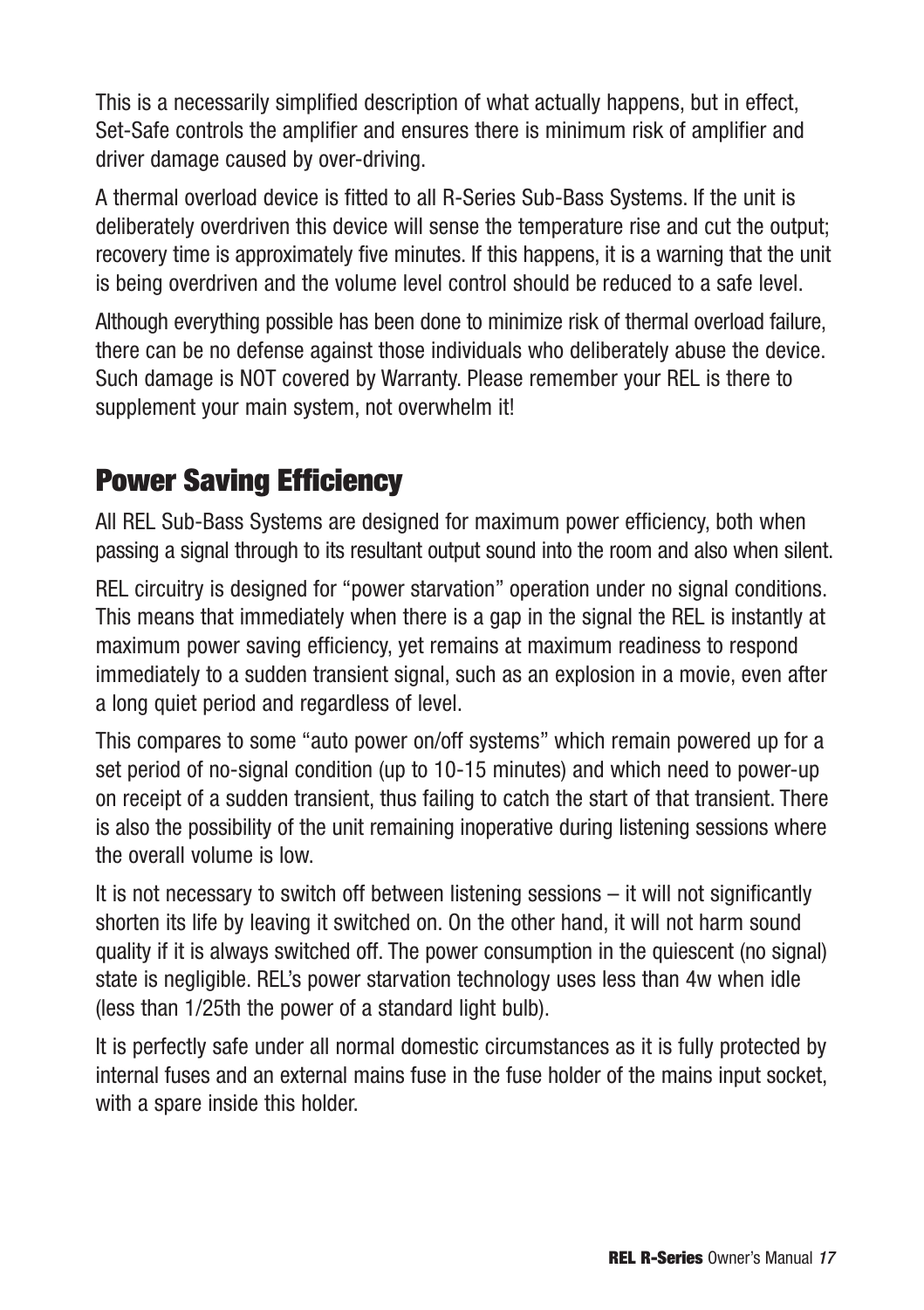This is a necessarily simplified description of what actually happens, but in effect, Set-Safe controls the amplifier and ensures there is minimum risk of amplifier and driver damage caused by over-driving.

A thermal overload device is fitted to all R-Series Sub-Bass Systems. If the unit is deliberately overdriven this device will sense the temperature rise and cut the output; recovery time is approximately five minutes. If this happens, it is a warning that the unit is being overdriven and the volume level control should be reduced to a safe level.

Although everything possible has been done to minimize risk of thermal overload failure, there can be no defense against those individuals who deliberately abuse the device. Such damage is NOT covered by Warranty. Please remember your REL is there to supplement your main system, not overwhelm it!

## Power Saving Efficiency

All REL Sub-Bass Systems are designed for maximum power efficiency, both when passing a signal through to its resultant output sound into the room and also when silent.

REL circuitry is designed for "power starvation" operation under no signal conditions. This means that immediately when there is a gap in the signal the REL is instantly at maximum power saving efficiency, yet remains at maximum readiness to respond immediately to a sudden transient signal, such as an explosion in a movie, even after a long quiet period and regardless of level.

This compares to some "auto power on/off systems" which remain powered up for a set period of no-signal condition (up to 10-15 minutes) and which need to power-up on receipt of a sudden transient, thus failing to catch the start of that transient. There is also the possibility of the unit remaining inoperative during listening sessions where the overall volume is low.

It is not necessary to switch off between listening sessions – it will not significantly shorten its life by leaving it switched on. On the other hand, it will not harm sound quality if it is always switched off. The power consumption in the quiescent (no signal) state is negligible. REL's power starvation technology uses less than 4w when idle (less than 1/25th the power of a standard light bulb).

It is perfectly safe under all normal domestic circumstances as it is fully protected by internal fuses and an external mains fuse in the fuse holder of the mains input socket, with a spare inside this holder.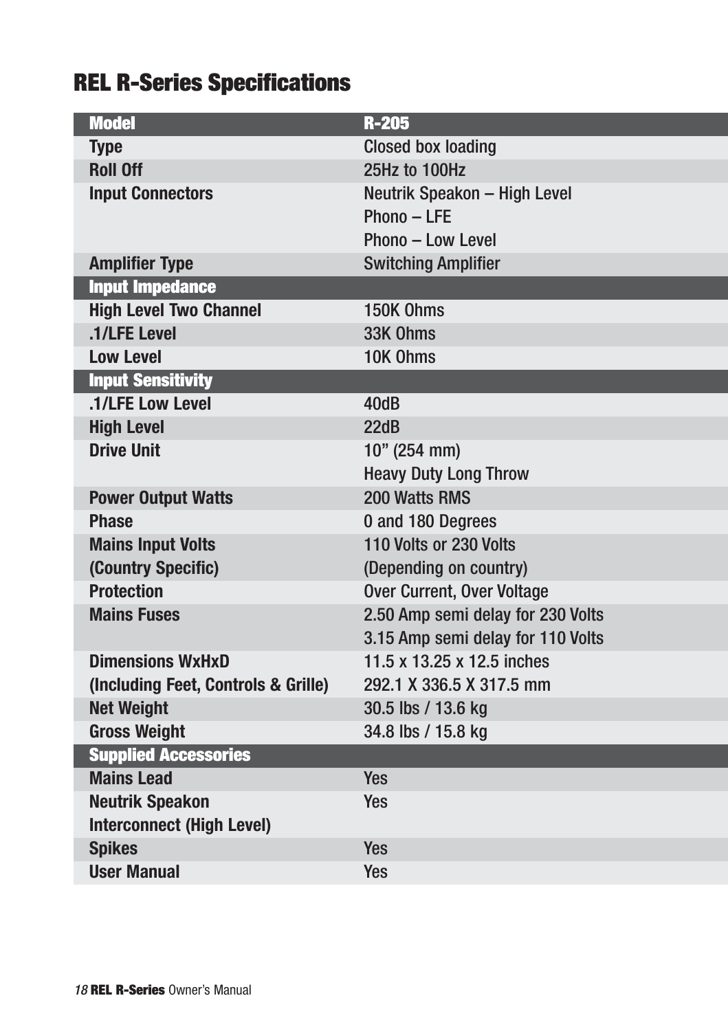# REL R-Series Specifications

| Model | R-205 |
| --- | --- |
| Type | Closed box loading |
| Roll Off | 25Hz to 100Hz |
| Input Connectors | Neutrik Speakon – High Level<br>Phono – LFE<br>Phono – Low Level |
| Amplifier Type | Switching Amplifier |
| **Input Impedance** | |
| High Level Two Channel | 150K Ohms |
| .1/LFE Level | 33K Ohms |
| Low Level | 10K Ohms |
| **Input Sensitivity** | |
| .1/LFE Low Level | 40dB |
| High Level | 22dB |
| Drive Unit | 10” (254 mm)<br>Heavy Duty Long Throw |
| Power Output Watts | 200 Watts RMS |
| Phase | 0 and 180 Degrees |
| Mains Input Volts (Country Specific) | 110 Volts or 230 Volts (Depending on country) |
| Protection | Over Current, Over Voltage |
| Mains Fuses | 2.50 Amp semi delay for 230 Volts<br>3.15 Amp semi delay for 110 Volts |
| Dimensions WxHxD (Including Feet, Controls & Grille) | 11.5 x 13.25 x 12.5 inches<br>292.1 X 336.5 X 317.5 mm |
| Net Weight | 30.5 lbs / 13.6 kg |
| Gross Weight | 34.8 lbs / 15.8 kg |
| **Supplied Accessories** | |
| Mains Lead | Yes |
| Neutrik Speakon Interconnect (High Level) | Yes |
| Spikes | Yes |
| User Manual | Yes |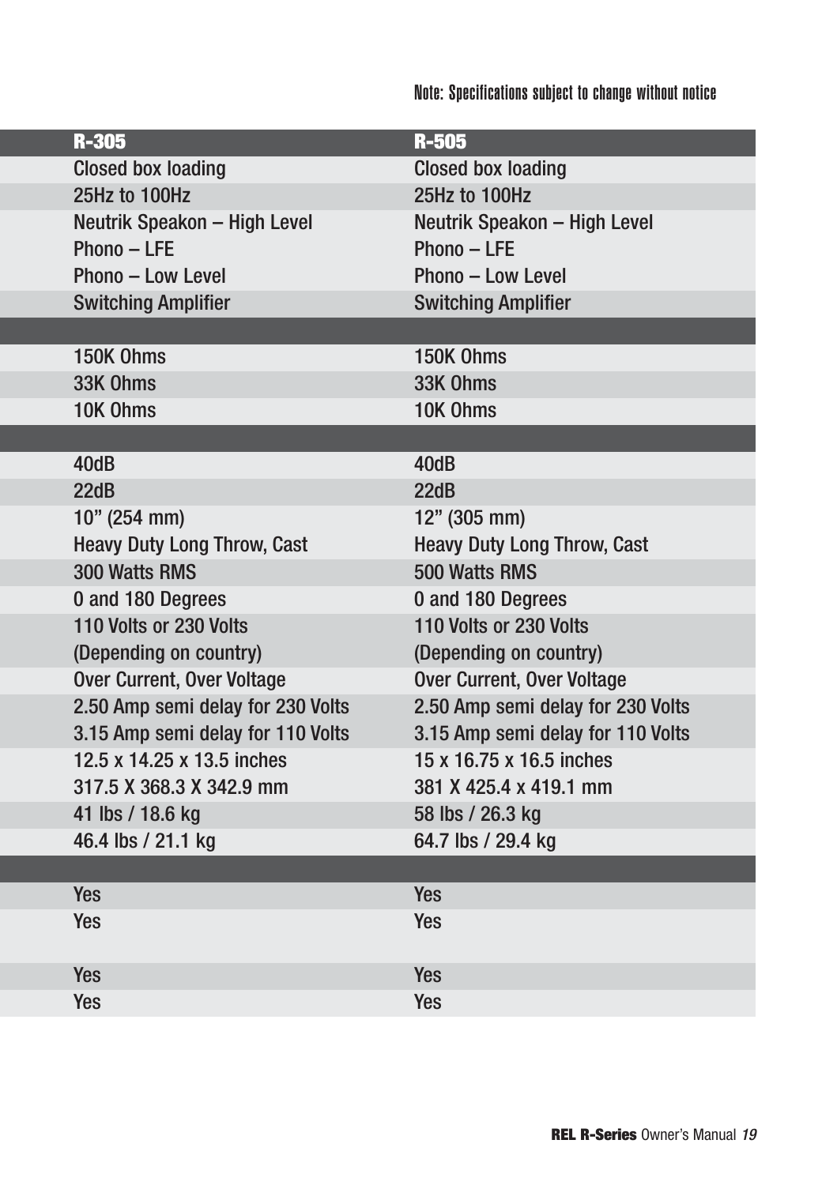Note: Specifications subject to change without notice

| R-305 | R-505 |
|---|---|
| Closed box loading | Closed box loading |
| 25Hz to 100Hz | 25Hz to 100Hz |
| Neutrik Speakon – High Level | Neutrik Speakon – High Level |
| Phono – LFE | Phono – LFE |
| Phono – Low Level | Phono – Low Level |
| Switching Amplifier | Switching Amplifier |
| | |
| 150K Ohms | 150K Ohms |
| 33K Ohms | 33K Ohms |
| 10K Ohms | 10K Ohms |
| | |
| 40dB | 40dB |
| 22dB | 22dB |
| 10” (254 mm) | 12” (305 mm) |
| Heavy Duty Long Throw, Cast | Heavy Duty Long Throw, Cast |
| 300 Watts RMS | 500 Watts RMS |
| 0 and 180 Degrees | 0 and 180 Degrees |
| 110 Volts or 230 Volts (Depending on country) | 110 Volts or 230 Volts (Depending on country) |
| Over Current, Over Voltage | Over Current, Over Voltage |
| 2.50 Amp semi delay for 230 Volts 3.15 Amp semi delay for 110 Volts | 2.50 Amp semi delay for 230 Volts 3.15 Amp semi delay for 110 Volts |
| 12.5 x 14.25 x 13.5 inches 317.5 X 368.3 X 342.9 mm | 15 x 16.75 x 16.5 inches 381 X 425.4 x 419.1 mm |
| 41 lbs / 18.6 kg | 58 lbs / 26.3 kg |
| 46.4 lbs / 21.1 kg | 64.7 lbs / 29.4 kg |
| | |
| Yes | Yes |
| Yes | Yes |
| Yes | Yes |
| Yes | Yes |